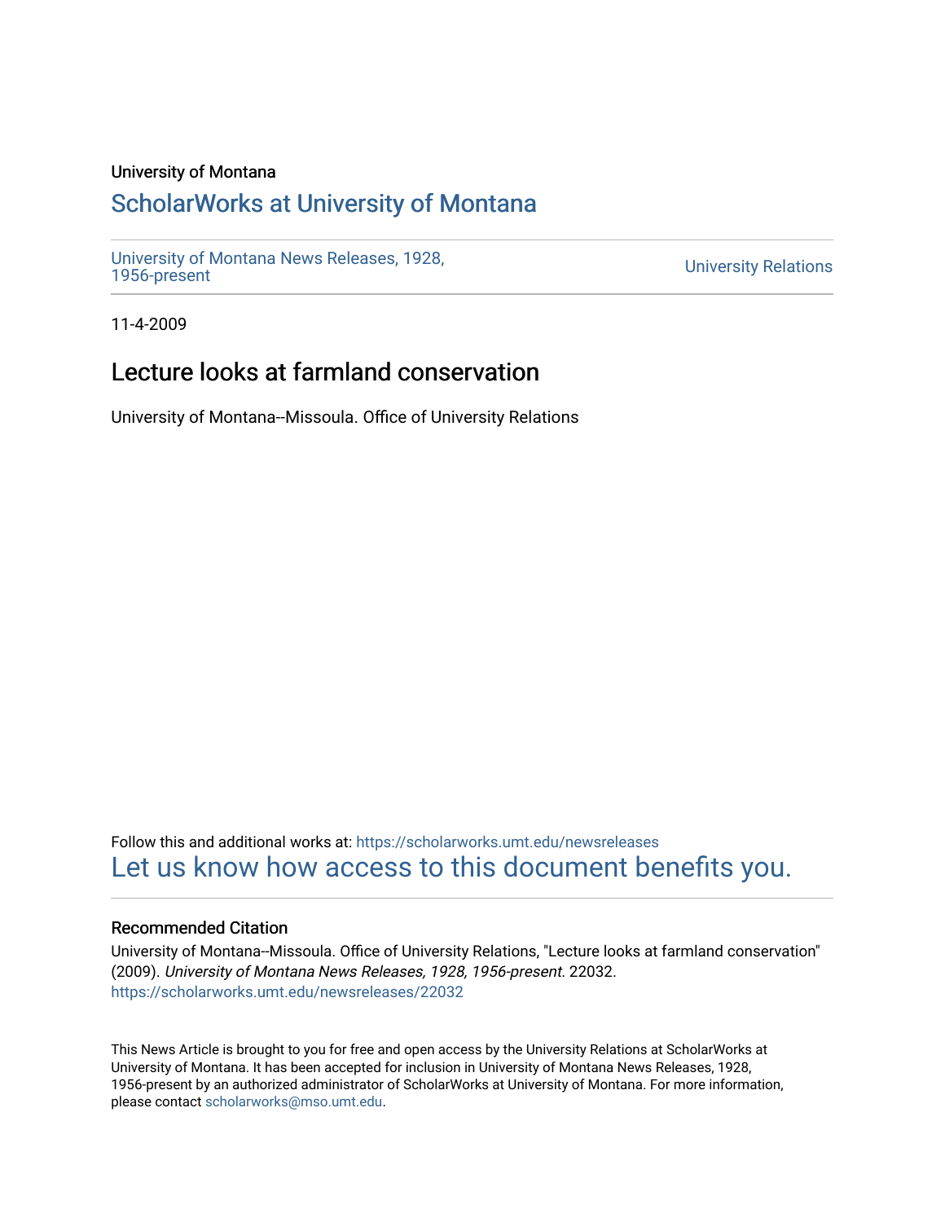University of Montana

# ScholarWorks at University of Montana

University of Montana News Releases, 1928, 1956-present

University Relations

11-4-2009

## Lecture looks at farmland conservation

University of Montana--Missoula. Office of University Relations

Follow this and additional works at: https://scholarworks.umt.edu/newsreleases

Let us know how access to this document benefits you.

### Recommended Citation

University of Montana--Missoula. Office of University Relations, "Lecture looks at farmland conservation" (2009). *University of Montana News Releases, 1928, 1956-present*. 22032.
https://scholarworks.umt.edu/newsreleases/22032

This News Article is brought to you for free and open access by the University Relations at ScholarWorks at University of Montana. It has been accepted for inclusion in University of Montana News Releases, 1928, 1956-present by an authorized administrator of ScholarWorks at University of Montana. For more information, please contact scholarworks@mso.umt.edu.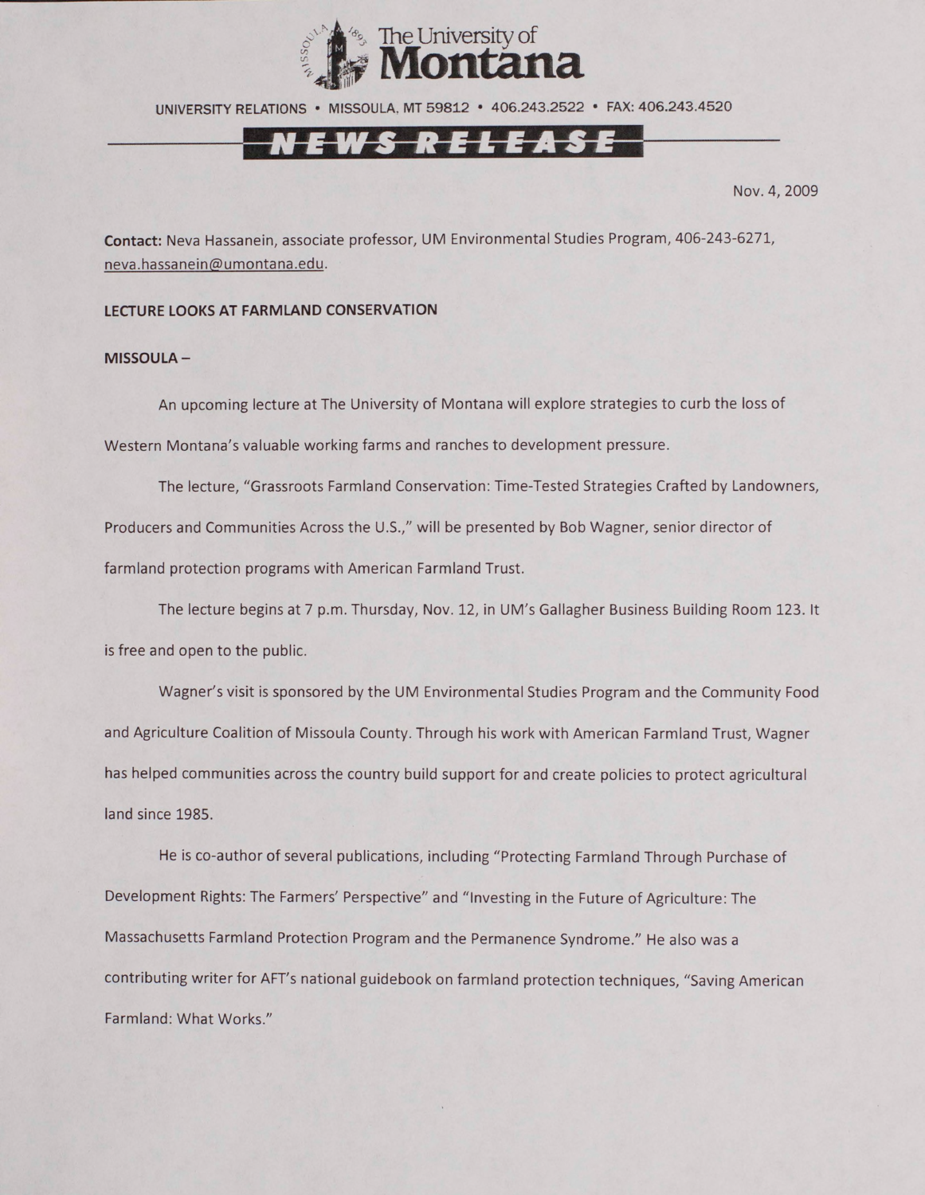The University of Montana

UNIVERSITY RELATIONS • MISSOULA, MT 59812 • 406.243.2522 • FAX: 406.243.4520

NEWS RELEASE

Nov. 4, 2009

**Contact:** Neva Hassanein, associate professor, UM Environmental Studies Program, 406-243-6271, neva.hassanein@umontana.edu.

**LECTURE LOOKS AT FARMLAND CONSERVATION**

**MISSOULA –**

An upcoming lecture at The University of Montana will explore strategies to curb the loss of Western Montana's valuable working farms and ranches to development pressure.

The lecture, "Grassroots Farmland Conservation: Time-Tested Strategies Crafted by Landowners, Producers and Communities Across the U.S.," will be presented by Bob Wagner, senior director of farmland protection programs with American Farmland Trust.

The lecture begins at 7 p.m. Thursday, Nov. 12, in UM's Gallagher Business Building Room 123. It is free and open to the public.

Wagner's visit is sponsored by the UM Environmental Studies Program and the Community Food and Agriculture Coalition of Missoula County. Through his work with American Farmland Trust, Wagner has helped communities across the country build support for and create policies to protect agricultural land since 1985.

He is co-author of several publications, including "Protecting Farmland Through Purchase of Development Rights: The Farmers' Perspective" and "Investing in the Future of Agriculture: The Massachusetts Farmland Protection Program and the Permanence Syndrome." He also was a contributing writer for AFT's national guidebook on farmland protection techniques, "Saving American Farmland: What Works."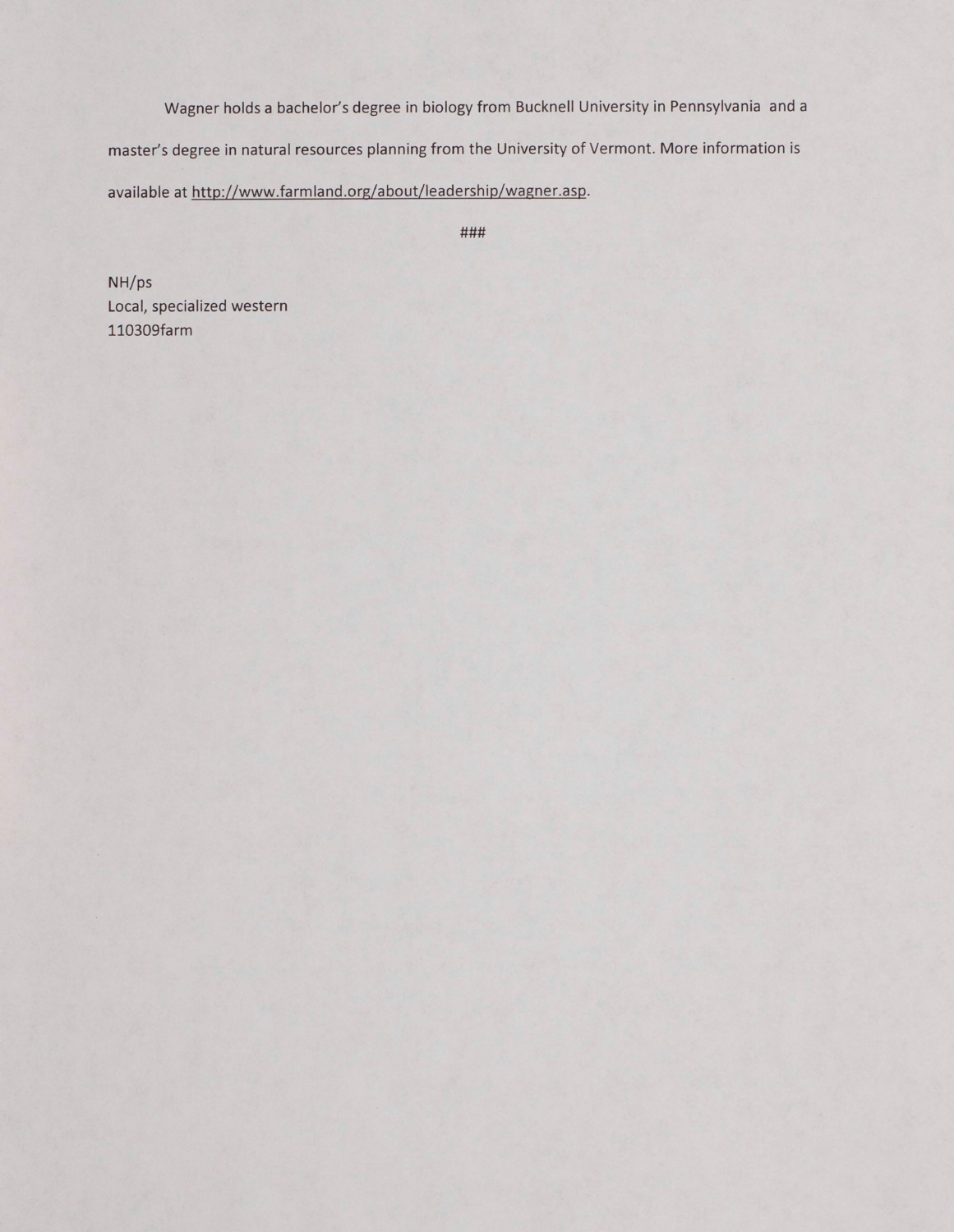Wagner holds a bachelor's degree in biology from Bucknell University in Pennsylvania and a master's degree in natural resources planning from the University of Vermont. More information is available at http://www.farmland.org/about/leadership/wagner.asp.

###

NH/ps
Local, specialized western
110309farm